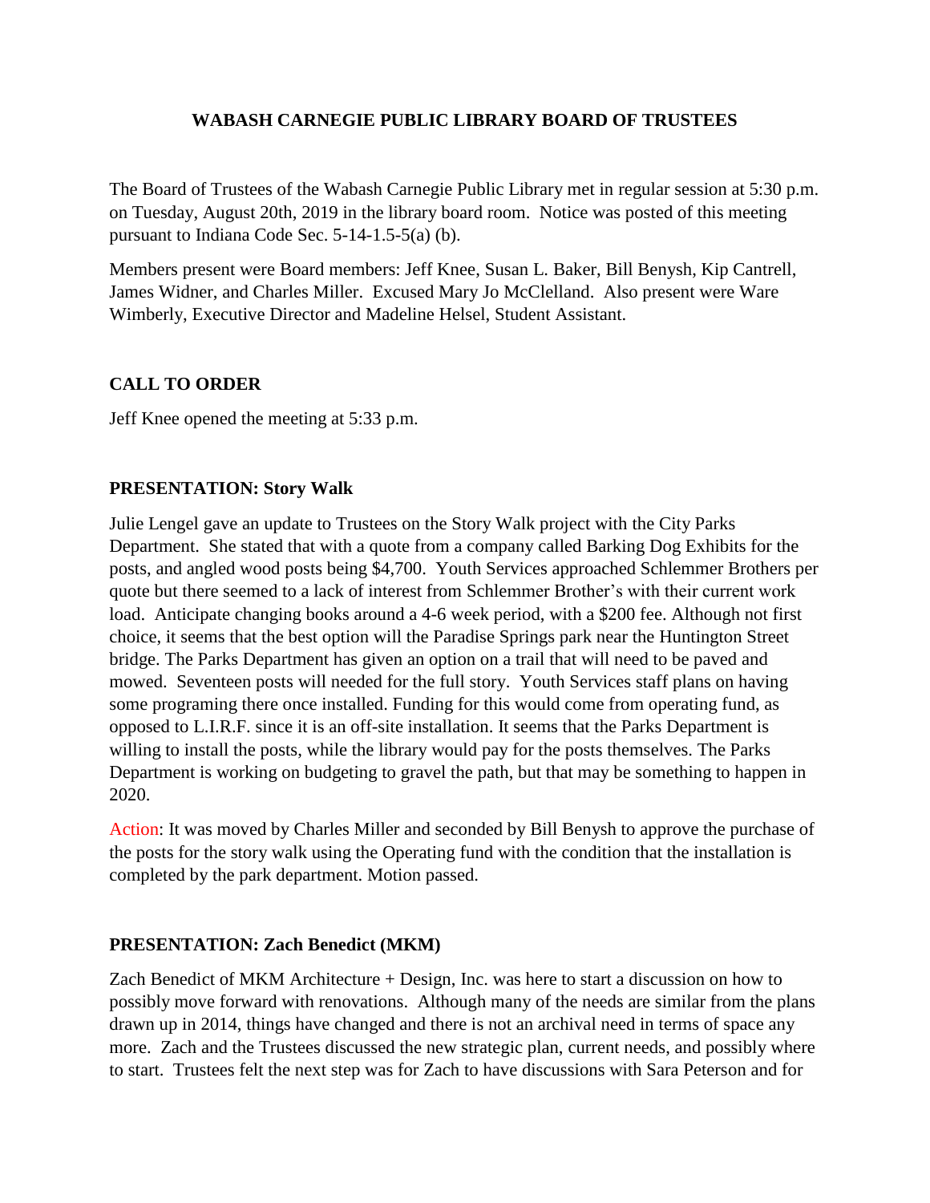# WABASH CARNEGIE PUBLIC LIBRARY BOARD OF TRUSTEES

The Board of Trustees of the Wabash Carnegie Public Library met in regular session at 5:30 p.m. on Tuesday, August 20th, 2019 in the library board room. Notice was posted of this meeting pursuant to Indiana Code Sec. 5-14-1.5-5(a) (b).

Members present were Board members: Jeff Knee, Susan L. Baker, Bill Benysh, Kip Cantrell, James Widner, and Charles Miller. Excused Mary Jo McClelland. Also present were Ware Wimberly, Executive Director and Madeline Helsel, Student Assistant.

## CALL TO ORDER

Jeff Knee opened the meeting at 5:33 p.m.

## PRESENTATION: Story Walk

Julie Lengel gave an update to Trustees on the Story Walk project with the City Parks Department. She stated that with a quote from a company called Barking Dog Exhibits for the posts, and angled wood posts being $4,700. Youth Services approached Schlemmer Brothers per quote but there seemed to a lack of interest from Schlemmer Brother's with their current work load. Anticipate changing books around a 4-6 week period, with a $200 fee. Although not first choice, it seems that the best option will the Paradise Springs park near the Huntington Street bridge. The Parks Department has given an option on a trail that will need to be paved and mowed. Seventeen posts will needed for the full story. Youth Services staff plans on having some programing there once installed. Funding for this would come from operating fund, as opposed to L.I.R.F. since it is an off-site installation. It seems that the Parks Department is willing to install the posts, while the library would pay for the posts themselves. The Parks Department is working on budgeting to gravel the path, but that may be something to happen in 2020.

Action: It was moved by Charles Miller and seconded by Bill Benysh to approve the purchase of the posts for the story walk using the Operating fund with the condition that the installation is completed by the park department. Motion passed.

## PRESENTATION: Zach Benedict (MKM)

Zach Benedict of MKM Architecture + Design, Inc. was here to start a discussion on how to possibly move forward with renovations. Although many of the needs are similar from the plans drawn up in 2014, things have changed and there is not an archival need in terms of space any more. Zach and the Trustees discussed the new strategic plan, current needs, and possibly where to start. Trustees felt the next step was for Zach to have discussions with Sara Peterson and for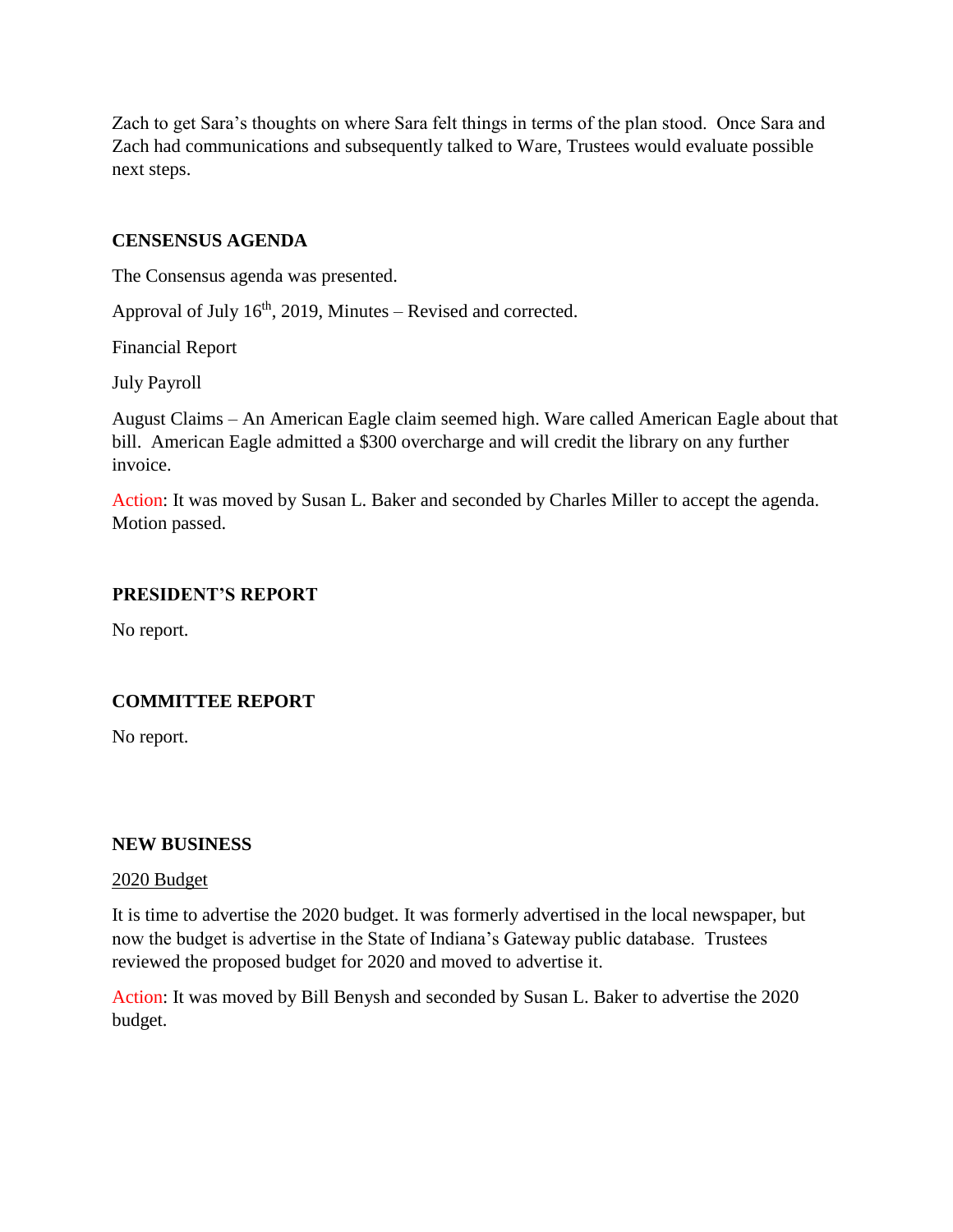Zach to get Sara's thoughts on where Sara felt things in terms of the plan stood. Once Sara and Zach had communications and subsequently talked to Ware, Trustees would evaluate possible next steps.

## CENSENSUS AGENDA

The Consensus agenda was presented.

Approval of July 16th, 2019, Minutes – Revised and corrected.

Financial Report

July Payroll

August Claims – An American Eagle claim seemed high. Ware called American Eagle about that bill. American Eagle admitted a $300 overcharge and will credit the library on any further invoice.

Action: It was moved by Susan L. Baker and seconded by Charles Miller to accept the agenda. Motion passed.

## PRESIDENT'S REPORT

No report.

## COMMITTEE REPORT

No report.

## NEW BUSINESS

2020 Budget

It is time to advertise the 2020 budget. It was formerly advertised in the local newspaper, but now the budget is advertise in the State of Indiana's Gateway public database. Trustees reviewed the proposed budget for 2020 and moved to advertise it.

Action: It was moved by Bill Benysh and seconded by Susan L. Baker to advertise the 2020 budget.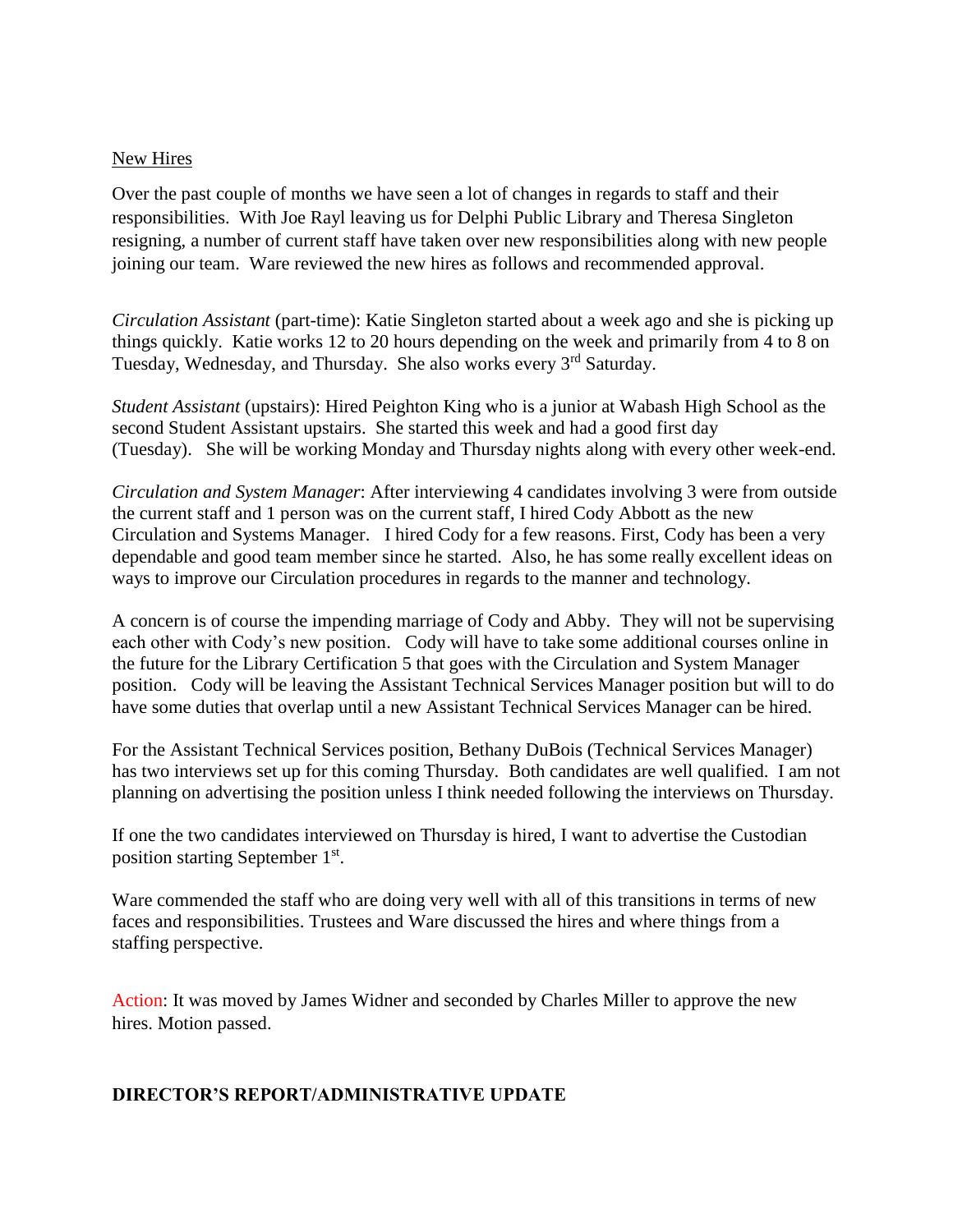New Hires

Over the past couple of months we have seen a lot of changes in regards to staff and their responsibilities. With Joe Rayl leaving us for Delphi Public Library and Theresa Singleton resigning, a number of current staff have taken over new responsibilities along with new people joining our team. Ware reviewed the new hires as follows and recommended approval.

*Circulation Assistant* (part-time): Katie Singleton started about a week ago and she is picking up things quickly. Katie works 12 to 20 hours depending on the week and primarily from 4 to 8 on Tuesday, Wednesday, and Thursday. She also works every 3rd Saturday.

*Student Assistant* (upstairs): Hired Peighton King who is a junior at Wabash High School as the second Student Assistant upstairs. She started this week and had a good first day (Tuesday). She will be working Monday and Thursday nights along with every other week-end.

*Circulation and System Manager*: After interviewing 4 candidates involving 3 were from outside the current staff and 1 person was on the current staff, I hired Cody Abbott as the new Circulation and Systems Manager. I hired Cody for a few reasons. First, Cody has been a very dependable and good team member since he started. Also, he has some really excellent ideas on ways to improve our Circulation procedures in regards to the manner and technology.

A concern is of course the impending marriage of Cody and Abby. They will not be supervising each other with Cody's new position. Cody will have to take some additional courses online in the future for the Library Certification 5 that goes with the Circulation and System Manager position. Cody will be leaving the Assistant Technical Services Manager position but will to do have some duties that overlap until a new Assistant Technical Services Manager can be hired.

For the Assistant Technical Services position, Bethany DuBois (Technical Services Manager) has two interviews set up for this coming Thursday. Both candidates are well qualified. I am not planning on advertising the position unless I think needed following the interviews on Thursday.

If one the two candidates interviewed on Thursday is hired, I want to advertise the Custodian position starting September 1st.

Ware commended the staff who are doing very well with all of this transitions in terms of new faces and responsibilities. Trustees and Ware discussed the hires and where things from a staffing perspective.

Action: It was moved by James Widner and seconded by Charles Miller to approve the new hires. Motion passed.

**DIRECTOR'S REPORT/ADMINISTRATIVE UPDATE**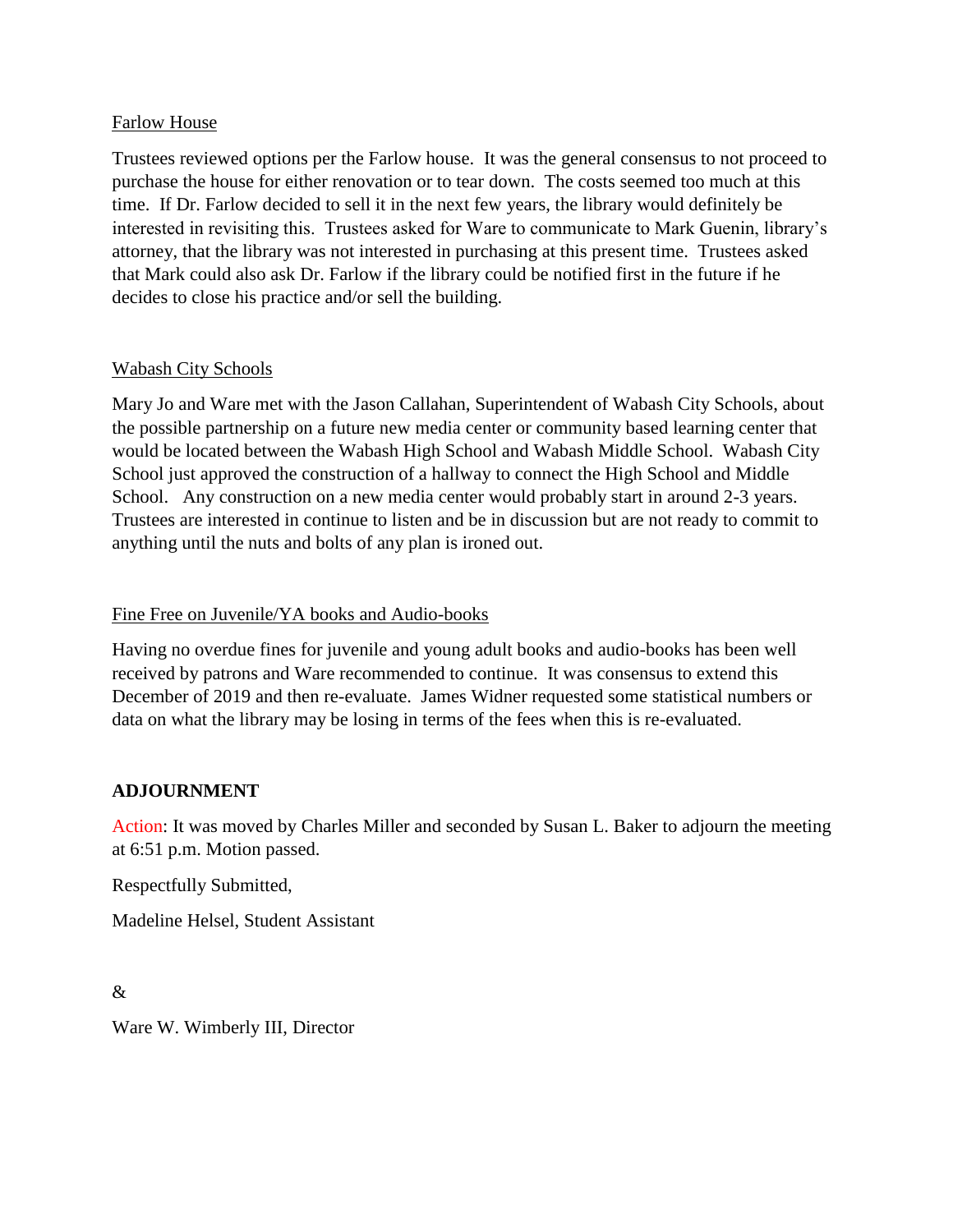Farlow House

Trustees reviewed options per the Farlow house. It was the general consensus to not proceed to purchase the house for either renovation or to tear down. The costs seemed too much at this time. If Dr. Farlow decided to sell it in the next few years, the library would definitely be interested in revisiting this. Trustees asked for Ware to communicate to Mark Guenin, library's attorney, that the library was not interested in purchasing at this present time. Trustees asked that Mark could also ask Dr. Farlow if the library could be notified first in the future if he decides to close his practice and/or sell the building.

Wabash City Schools

Mary Jo and Ware met with the Jason Callahan, Superintendent of Wabash City Schools, about the possible partnership on a future new media center or community based learning center that would be located between the Wabash High School and Wabash Middle School. Wabash City School just approved the construction of a hallway to connect the High School and Middle School. Any construction on a new media center would probably start in around 2-3 years. Trustees are interested in continue to listen and be in discussion but are not ready to commit to anything until the nuts and bolts of any plan is ironed out.

Fine Free on Juvenile/YA books and Audio-books

Having no overdue fines for juvenile and young adult books and audio-books has been well received by patrons and Ware recommended to continue. It was consensus to extend this December of 2019 and then re-evaluate. James Widner requested some statistical numbers or data on what the library may be losing in terms of the fees when this is re-evaluated.

**ADJOURNMENT**

Action: It was moved by Charles Miller and seconded by Susan L. Baker to adjourn the meeting at 6:51 p.m. Motion passed.

Respectfully Submitted,

Madeline Helsel, Student Assistant

&

Ware W. Wimberly III, Director